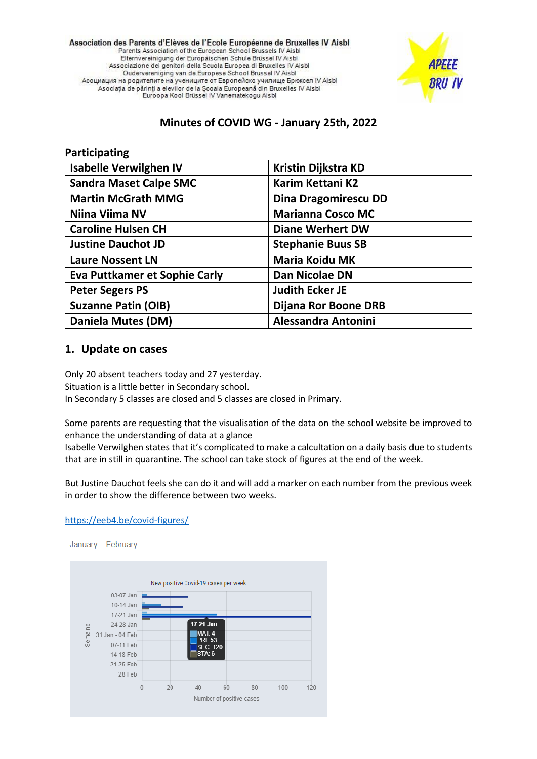Association des Parents d'Elèves de l'Ecole Européenne de Bruxelles IV Aisbl
Parents Association of the European School Brussels IV Aisbl
Elternvereinigung der Europäischen Schule Brüssel IV Aisbl
Associazione dei genitori della Scuola Europea di Bruxelles IV Aisbl
Ouderverenigning van de Europese School Brussel IV Aisbl
Асоциация на родителите на учениците от Европейско училище Брюксел IV Aisbl
Asociația de părinți a elevilor de la Scoala Europeană din Bruxelles IV Aisbl
Euroopa Kool Brüssel IV Vanematekogu Aisbl

APEEE BRU IV

# Minutes of COVID WG - January 25th, 2022

**Participating**

| | |
|---|---|
| **Isabelle Verwilghen IV** | **Kristin Dijkstra KD** |
| **Sandra Maset Calpe SMC** | **Karim Kettani K2** |
| **Martin McGrath MMG** | **Dina Dragomirescu DD** |
| **Niina Viima NV** | **Marianna Cosco MC** |
| **Caroline Hulsen CH** | **Diane Werhert DW** |
| **Justine Dauchot JD** | **Stephanie Buus SB** |
| **Laure Nossent LN** | **Maria Koidu MK** |
| **Eva Puttkamer et Sophie Carly** | **Dan Nicolae DN** |
| **Peter Segers PS** | **Judith Ecker JE** |
| **Suzanne Patin (OIB)** | **Dijana Ror Boone DRB** |
| **Daniela Mutes (DM)** | **Alessandra Antonini** |

## 1. Update on cases

Only 20 absent teachers today and 27 yesterday.
Situation is a little better in Secondary school.
In Secondary 5 classes are closed and 5 classes are closed in Primary.

Some parents are requesting that the visualisation of the data on the school website be improved to enhance the understanding of data at a glance
Isabelle Verwilghen states that it's complicated to make a calcultation on a daily basis due to students that are in still in quarantine. The school can take stock of figures at the end of the week.

But Justine Dauchot feels she can do it and will add a marker on each number from the previous week in order to show the difference between two weeks.

https://eeb4.be/covid-figures/

January – February

New positive Covid-19 cases per week

| Semaine | Tooltip |
|---|---|
| 03-07 Jan | |
| 10-14 Jan | |
| 17-21 Jan | MAT: 4, PRI: 53, SEC: 120, STA: 6 |
| 24-28 Jan | |
| 31 Jan - 04 Feb | |
| 07-11 Feb | |
| 14-18 Feb | |
| 21-25 Feb | |
| 28 Feb | |

Number of positive cases (0 – 120)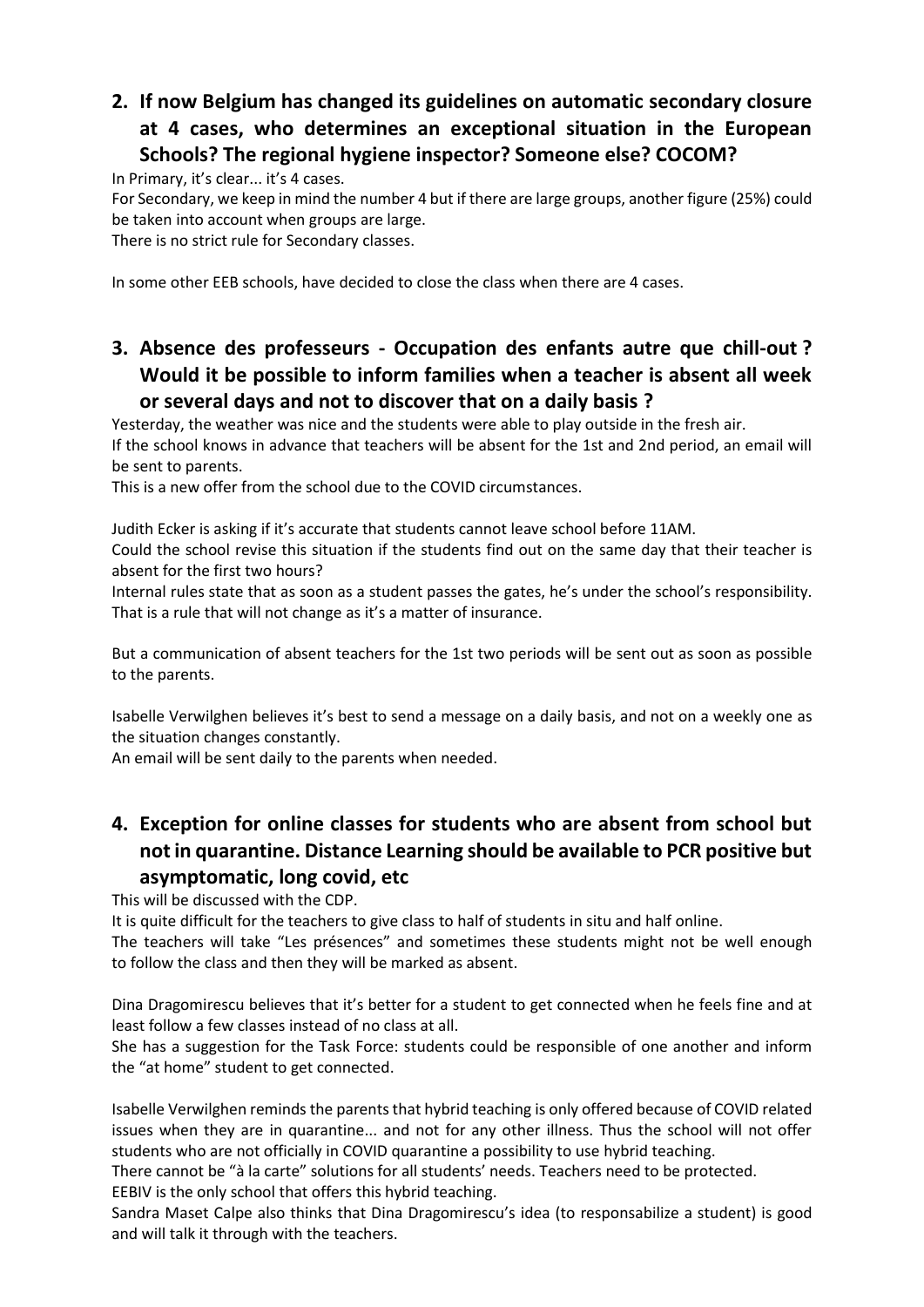## 2. If now Belgium has changed its guidelines on automatic secondary closure at 4 cases, who determines an exceptional situation in the European Schools? The regional hygiene inspector? Someone else? COCOM?

In Primary, it's clear... it's 4 cases.
For Secondary, we keep in mind the number 4 but if there are large groups, another figure (25%) could be taken into account when groups are large.
There is no strict rule for Secondary classes.

In some other EEB schools, have decided to close the class when there are 4 cases.

## 3. Absence des professeurs - Occupation des enfants autre que chill-out ? Would it be possible to inform families when a teacher is absent all week or several days and not to discover that on a daily basis ?

Yesterday, the weather was nice and the students were able to play outside in the fresh air.
If the school knows in advance that teachers will be absent for the 1st and 2nd period, an email will be sent to parents.
This is a new offer from the school due to the COVID circumstances.

Judith Ecker is asking if it's accurate that students cannot leave school before 11AM.
Could the school revise this situation if the students find out on the same day that their teacher is absent for the first two hours?
Internal rules state that as soon as a student passes the gates, he's under the school's responsibility. That is a rule that will not change as it's a matter of insurance.

But a communication of absent teachers for the 1st two periods will be sent out as soon as possible to the parents.

Isabelle Verwilghen believes it's best to send a message on a daily basis, and not on a weekly one as the situation changes constantly.
An email will be sent daily to the parents when needed.

## 4. Exception for online classes for students who are absent from school but not in quarantine. Distance Learning should be available to PCR positive but asymptomatic, long covid, etc

This will be discussed with the CDP.
It is quite difficult for the teachers to give class to half of students in situ and half online.
The teachers will take "Les présences" and sometimes these students might not be well enough to follow the class and then they will be marked as absent.

Dina Dragomirescu believes that it's better for a student to get connected when he feels fine and at least follow a few classes instead of no class at all.
She has a suggestion for the Task Force: students could be responsible of one another and inform the "at home" student to get connected.

Isabelle Verwilghen reminds the parents that hybrid teaching is only offered because of COVID related issues when they are in quarantine... and not for any other illness. Thus the school will not offer students who are not officially in COVID quarantine a possibility to use hybrid teaching.
There cannot be "à la carte" solutions for all students' needs. Teachers need to be protected.
EEBIV is the only school that offers this hybrid teaching.
Sandra Maset Calpe also thinks that Dina Dragomirescu's idea (to responsabilize a student) is good and will talk it through with the teachers.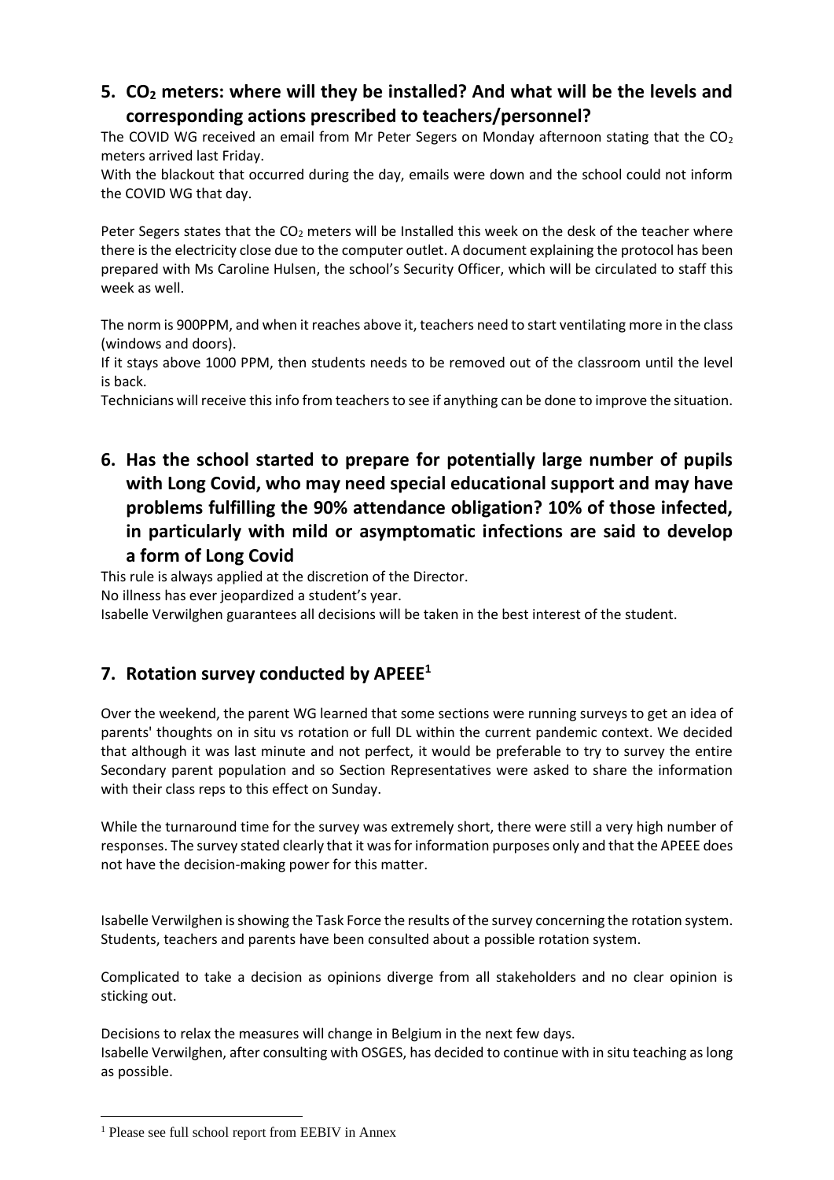## 5. $CO_2$ meters: where will they be installed? And what will be the levels and corresponding actions prescribed to teachers/personnel?

The COVID WG received an email from Mr Peter Segers on Monday afternoon stating that the $CO_2$ meters arrived last Friday.
With the blackout that occurred during the day, emails were down and the school could not inform the COVID WG that day.

Peter Segers states that the $CO_2$ meters will be Installed this week on the desk of the teacher where there is the electricity close due to the computer outlet. A document explaining the protocol has been prepared with Ms Caroline Hulsen, the school's Security Officer, which will be circulated to staff this week as well.

The norm is 900PPM, and when it reaches above it, teachers need to start ventilating more in the class (windows and doors).
If it stays above 1000 PPM, then students needs to be removed out of the classroom until the level is back.
Technicians will receive this info from teachers to see if anything can be done to improve the situation.

## 6. Has the school started to prepare for potentially large number of pupils with Long Covid, who may need special educational support and may have problems fulfilling the 90% attendance obligation? 10% of those infected, in particularly with mild or asymptomatic infections are said to develop a form of Long Covid

This rule is always applied at the discretion of the Director.
No illness has ever jeopardized a student's year.
Isabelle Verwilghen guarantees all decisions will be taken in the best interest of the student.

## 7. Rotation survey conducted by APEEE[1]

Over the weekend, the parent WG learned that some sections were running surveys to get an idea of parents' thoughts on in situ vs rotation or full DL within the current pandemic context. We decided that although it was last minute and not perfect, it would be preferable to try to survey the entire Secondary parent population and so Section Representatives were asked to share the information with their class reps to this effect on Sunday.

While the turnaround time for the survey was extremely short, there were still a very high number of responses. The survey stated clearly that it was for information purposes only and that the APEEE does not have the decision-making power for this matter.

Isabelle Verwilghen is showing the Task Force the results of the survey concerning the rotation system. Students, teachers and parents have been consulted about a possible rotation system.

Complicated to take a decision as opinions diverge from all stakeholders and no clear opinion is sticking out.

Decisions to relax the measures will change in Belgium in the next few days.
Isabelle Verwilghen, after consulting with OSGES, has decided to continue with in situ teaching as long as possible.

---

[1] Please see full school report from EEBIV in Annex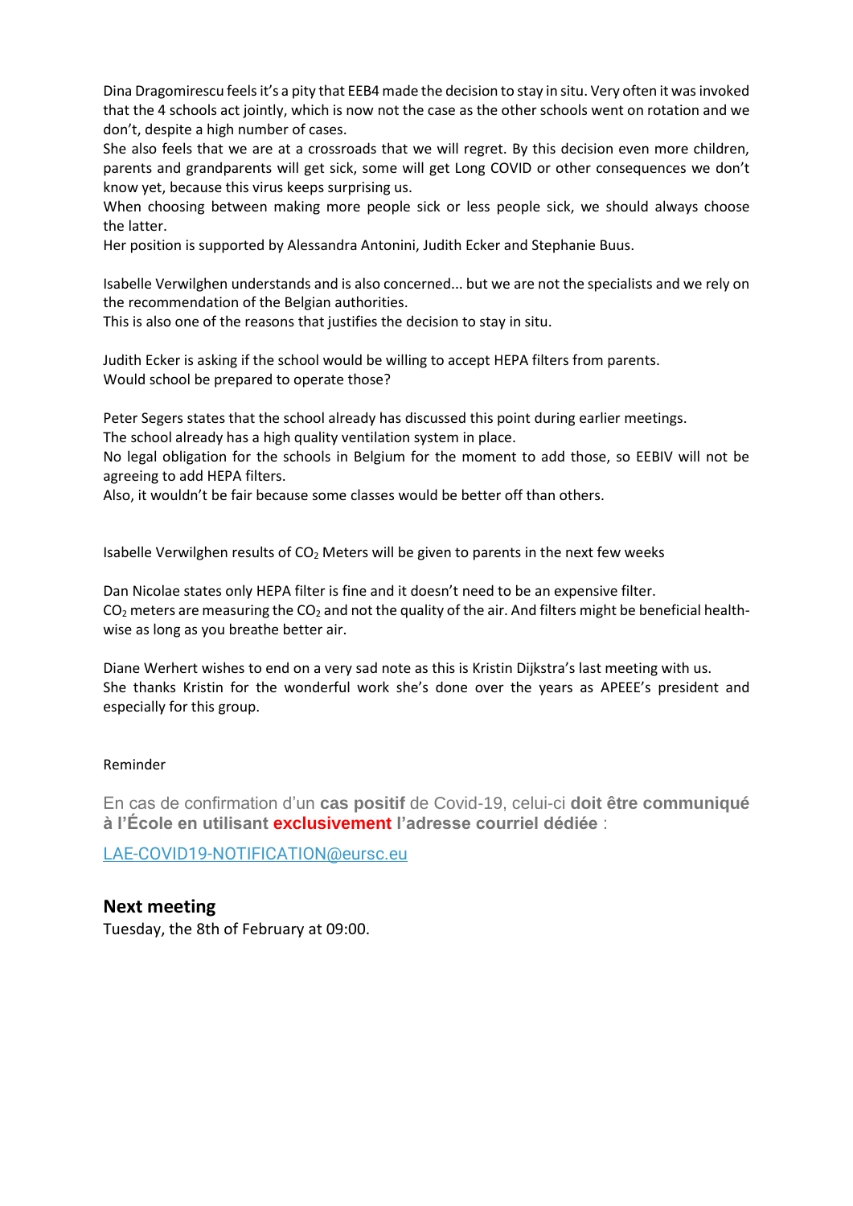Dina Dragomirescu feels it's a pity that EEB4 made the decision to stay in situ. Very often it was invoked that the 4 schools act jointly, which is now not the case as the other schools went on rotation and we don't, despite a high number of cases.
She also feels that we are at a crossroads that we will regret. By this decision even more children, parents and grandparents will get sick, some will get Long COVID or other consequences we don't know yet, because this virus keeps surprising us.
When choosing between making more people sick or less people sick, we should always choose the latter.
Her position is supported by Alessandra Antonini, Judith Ecker and Stephanie Buus.

Isabelle Verwilghen understands and is also concerned... but we are not the specialists and we rely on the recommendation of the Belgian authorities.
This is also one of the reasons that justifies the decision to stay in situ.

Judith Ecker is asking if the school would be willing to accept HEPA filters from parents.
Would school be prepared to operate those?

Peter Segers states that the school already has discussed this point during earlier meetings.
The school already has a high quality ventilation system in place.
No legal obligation for the schools in Belgium for the moment to add those, so EEBIV will not be agreeing to add HEPA filters.
Also, it wouldn't be fair because some classes would be better off than others.

Isabelle Verwilghen results of $CO_2$ Meters will be given to parents in the next few weeks

Dan Nicolae states only HEPA filter is fine and it doesn't need to be an expensive filter.
$CO_2$ meters are measuring the $CO_2$ and not the quality of the air. And filters might be beneficial health-wise as long as you breathe better air.

Diane Werhert wishes to end on a very sad note as this is Kristin Dijkstra's last meeting with us.
She thanks Kristin for the wonderful work she's done over the years as APEEE's president and especially for this group.

Reminder

En cas de confirmation d'un **cas positif** de Covid-19, celui-ci **doit être communiqué à l'École en utilisant exclusivement l'adresse courriel dédiée** :

LAE-COVID19-NOTIFICATION@eursc.eu

## Next meeting

Tuesday, the 8th of February at 09:00.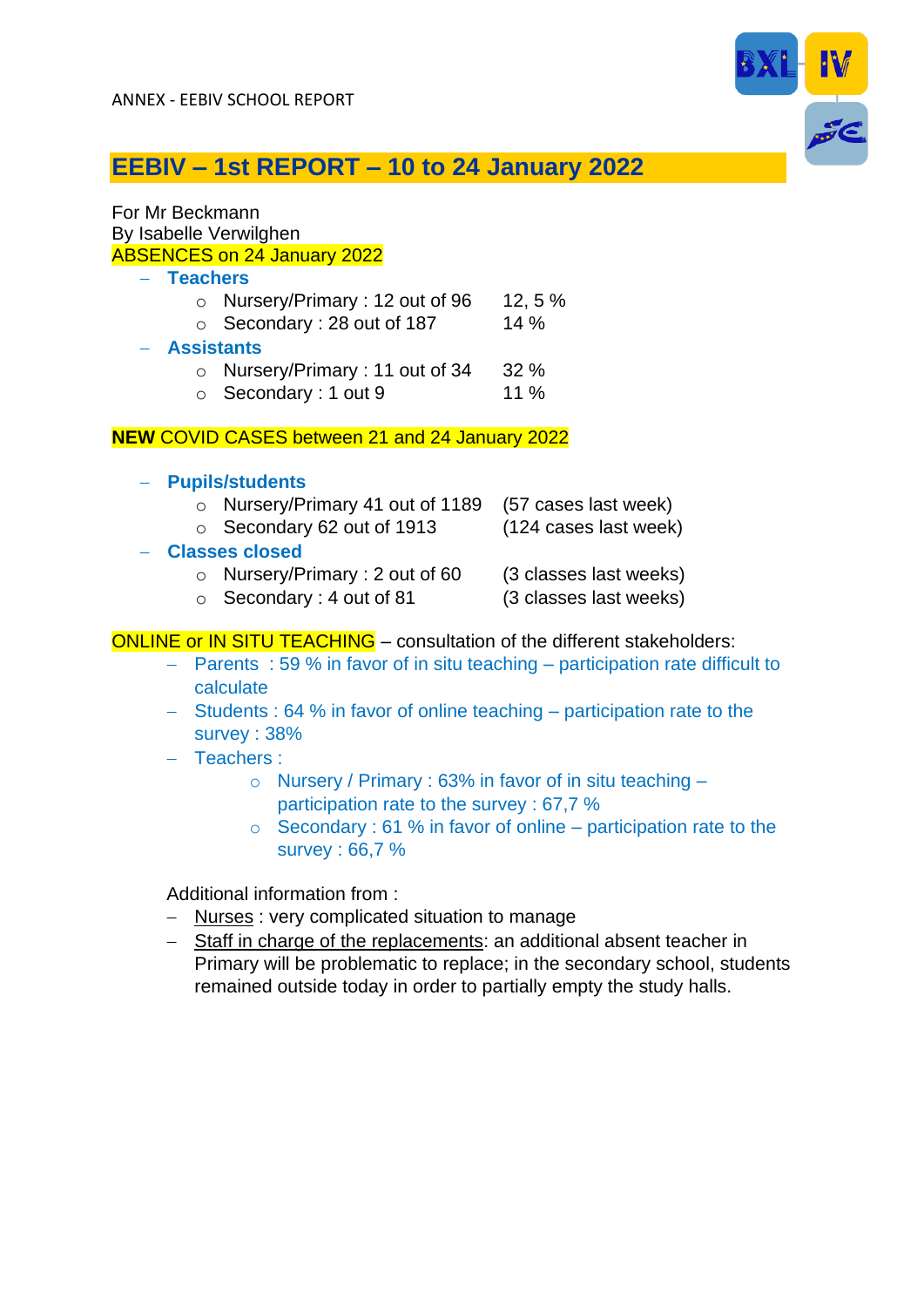ANNEX - EEBIV SCHOOL REPORT

# EEBIV – 1st REPORT – 10 to 24 January 2022

For Mr Beckmann
By Isabelle Verwilghen
ABSENCES on 24 January 2022

- **Teachers**
  - Nursery/Primary : 12 out of 96 — 12, 5 %
  - Secondary : 28 out of 187 — 14 %
- **Assistants**
  - Nursery/Primary : 11 out of 34 — 32 %
  - Secondary : 1 out 9 — 11 %

**NEW** COVID CASES between 21 and 24 January 2022

- **Pupils/students**
  - Nursery/Primary 41 out of 1189 — (57 cases last week)
  - Secondary 62 out of 1913 — (124 cases last week)
- **Classes closed**
  - Nursery/Primary : 2 out of 60 — (3 classes last weeks)
  - Secondary : 4 out of 81 — (3 classes last weeks)

ONLINE or IN SITU TEACHING – consultation of the different stakeholders:

- Parents : 59 % in favor of in situ teaching – participation rate difficult to calculate
- Students : 64 % in favor of online teaching – participation rate to the survey : 38%
- Teachers :
  - Nursery / Primary : 63% in favor of in situ teaching – participation rate to the survey : 67,7 %
  - Secondary : 61 % in favor of online – participation rate to the survey : 66,7 %

Additional information from :

- Nurses : very complicated situation to manage
- Staff in charge of the replacements: an additional absent teacher in Primary will be problematic to replace; in the secondary school, students remained outside today in order to partially empty the study halls.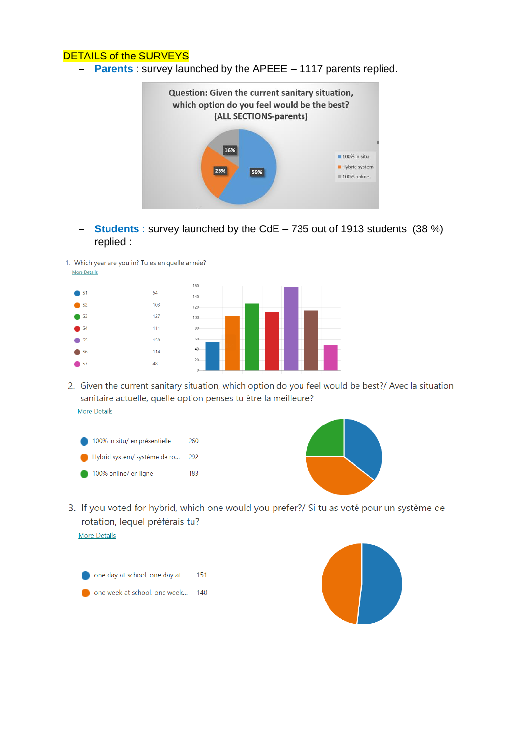DETAILS of the SURVEYS

- **Parents** : survey launched by the APEEE – 1117 parents replied.

Question: Given the current sanitary situation, which option do you feel would be the best? (ALL SECTIONS-parents)

| Option | % |
|---|---|
| 100% in situ | 59% |
| Hybrid system | 25% |
| 100% online | 16% |

- **Students** : survey launched by the CdE – 735 out of 1913 students (38 %) replied :

1. Which year are you in? Tu es en quelle année?

More Details

| Year | Count |
|---|---|
| S1 | 54 |
| S2 | 103 |
| S3 | 127 |
| S4 | 111 |
| S5 | 158 |
| S6 | 114 |
| S7 | 48 |

2. Given the current sanitary situation, which option do you feel would be best?/ Avec la situation sanitaire actuelle, quelle option penses tu être la meilleure?

More Details

| Option | Count |
|---|---|
| 100% in situ/ en présentielle | 260 |
| Hybrid system/ système de ro... | 292 |
| 100% online/ en ligne | 183 |

3. If you voted for hybrid, which one would you prefer?/ Si tu as voté pour un système de rotation, lequel préférais tu?

More Details

| Option | Count |
|---|---|
| one day at school, one day at ... | 151 |
| one week at school, one week... | 140 |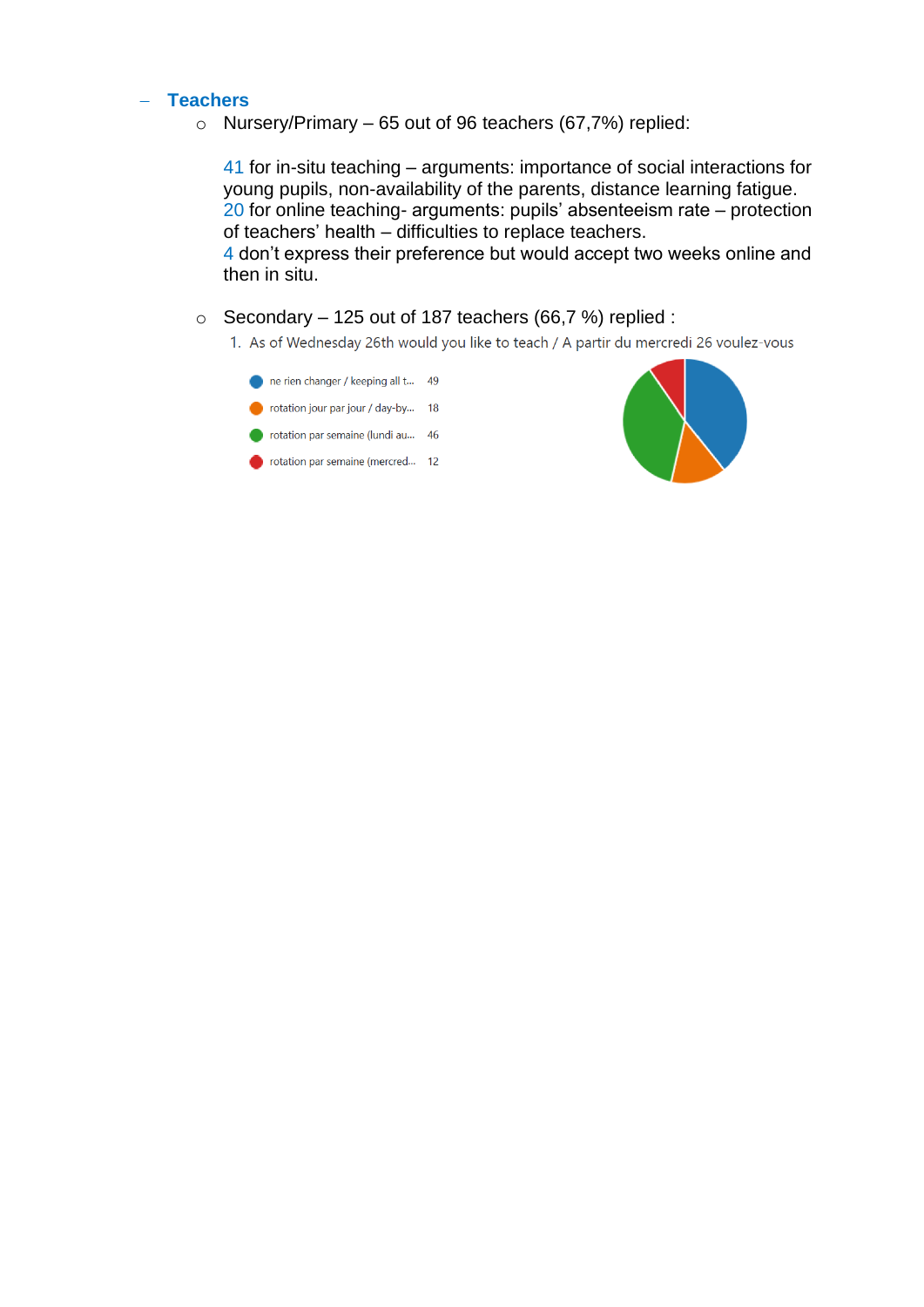- **Teachers**
  - Nursery/Primary – 65 out of 96 teachers (67,7%) replied:

    41 for in-situ teaching – arguments: importance of social interactions for young pupils, non-availability of the parents, distance learning fatigue.
    20 for online teaching- arguments: pupils' absenteeism rate – protection of teachers' health – difficulties to replace teachers.
    4 don't express their preference but would accept two weeks online and then in situ.

  - Secondary – 125 out of 187 teachers (66,7 %) replied :

    1. As of Wednesday 26th would you like to teach / A partir du mercredi 26 voulez-vous

ne rien changer / keeping all t... 49
rotation jour par jour / day-by... 18
rotation par semaine (lundi au... 46
rotation par semaine (mercred... 12